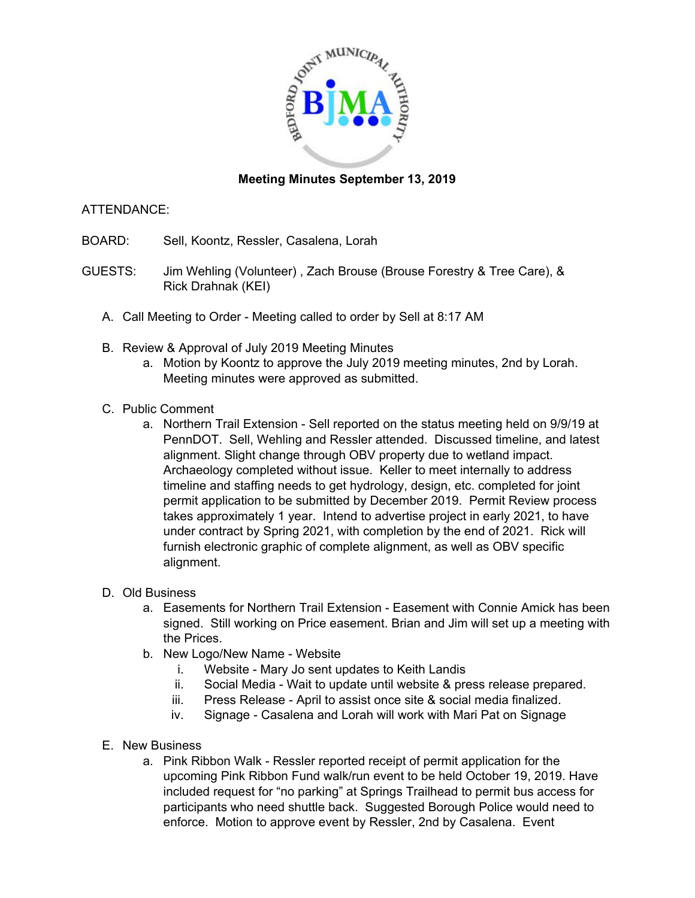**Meeting Minutes September 13, 2019**

ATTENDANCE:

BOARD: Sell, Koontz, Ressler, Casalena, Lorah

GUESTS: Jim Wehling (Volunteer) , Zach Brouse (Brouse Forestry & Tree Care), & Rick Drahnak (KEI)

A. Call Meeting to Order - Meeting called to order by Sell at 8:17 AM

B. Review & Approval of July 2019 Meeting Minutes
   a. Motion by Koontz to approve the July 2019 meeting minutes, 2nd by Lorah. Meeting minutes were approved as submitted.

C. Public Comment
   a. Northern Trail Extension - Sell reported on the status meeting held on 9/9/19 at PennDOT. Sell, Wehling and Ressler attended. Discussed timeline, and latest alignment. Slight change through OBV property due to wetland impact. Archaeology completed without issue. Keller to meet internally to address timeline and staffing needs to get hydrology, design, etc. completed for joint permit application to be submitted by December 2019. Permit Review process takes approximately 1 year. Intend to advertise project in early 2021, to have under contract by Spring 2021, with completion by the end of 2021. Rick will furnish electronic graphic of complete alignment, as well as OBV specific alignment.

D. Old Business
   a. Easements for Northern Trail Extension - Easement with Connie Amick has been signed. Still working on Price easement. Brian and Jim will set up a meeting with the Prices.
   b. New Logo/New Name - Website
      i. Website - Mary Jo sent updates to Keith Landis
      ii. Social Media - Wait to update until website & press release prepared.
      iii. Press Release - April to assist once site & social media finalized.
      iv. Signage - Casalena and Lorah will work with Mari Pat on Signage

E. New Business
   a. Pink Ribbon Walk - Ressler reported receipt of permit application for the upcoming Pink Ribbon Fund walk/run event to be held October 19, 2019. Have included request for "no parking" at Springs Trailhead to permit bus access for participants who need shuttle back. Suggested Borough Police would need to enforce. Motion to approve event by Ressler, 2nd by Casalena. Event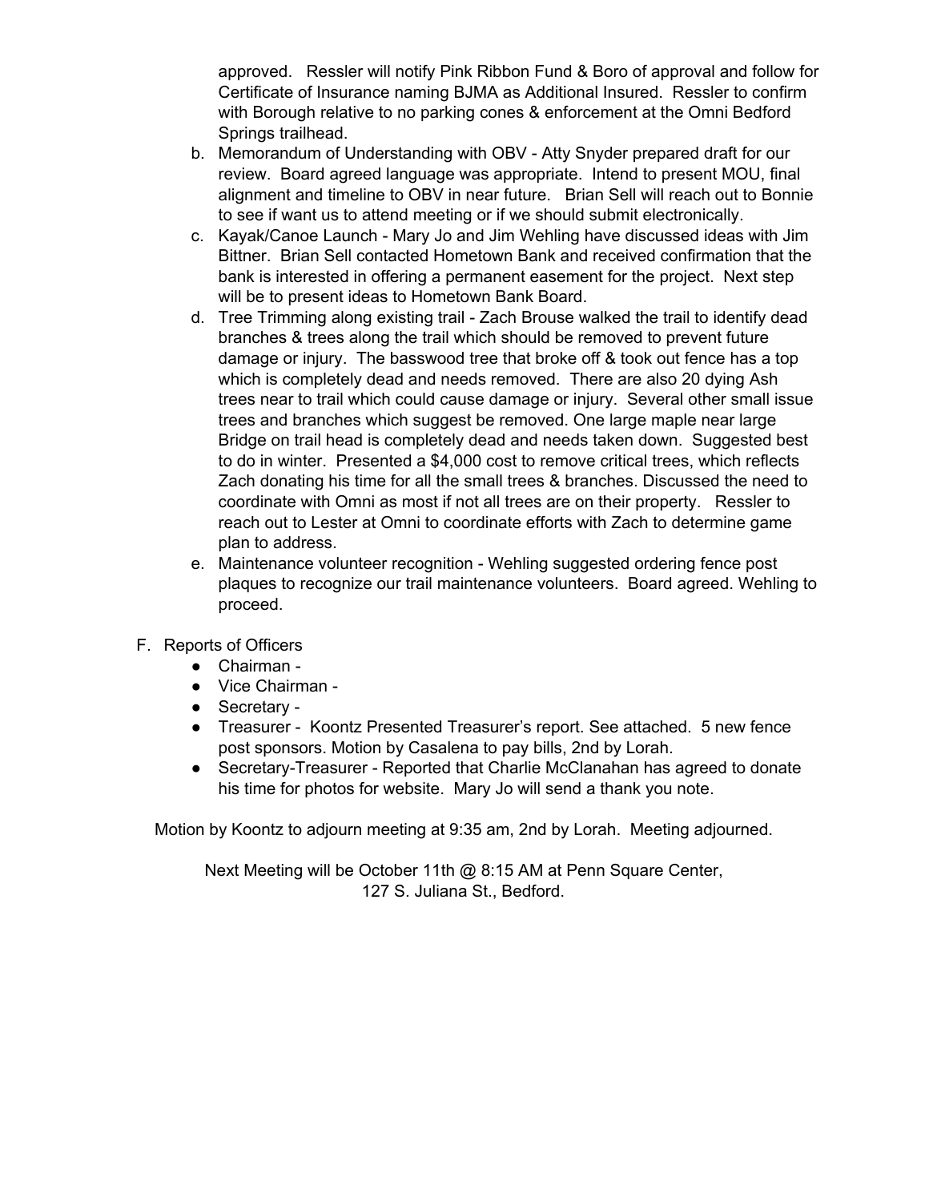approved. Ressler will notify Pink Ribbon Fund & Boro of approval and follow for Certificate of Insurance naming BJMA as Additional Insured. Ressler to confirm with Borough relative to no parking cones & enforcement at the Omni Bedford Springs trailhead.

b. Memorandum of Understanding with OBV - Atty Snyder prepared draft for our review. Board agreed language was appropriate. Intend to present MOU, final alignment and timeline to OBV in near future. Brian Sell will reach out to Bonnie to see if want us to attend meeting or if we should submit electronically.

c. Kayak/Canoe Launch - Mary Jo and Jim Wehling have discussed ideas with Jim Bittner. Brian Sell contacted Hometown Bank and received confirmation that the bank is interested in offering a permanent easement for the project. Next step will be to present ideas to Hometown Bank Board.

d. Tree Trimming along existing trail - Zach Brouse walked the trail to identify dead branches & trees along the trail which should be removed to prevent future damage or injury. The basswood tree that broke off & took out fence has a top which is completely dead and needs removed. There are also 20 dying Ash trees near to trail which could cause damage or injury. Several other small issue trees and branches which suggest be removed. One large maple near large Bridge on trail head is completely dead and needs taken down. Suggested best to do in winter. Presented a $4,000 cost to remove critical trees, which reflects Zach donating his time for all the small trees & branches. Discussed the need to coordinate with Omni as most if not all trees are on their property. Ressler to reach out to Lester at Omni to coordinate efforts with Zach to determine game plan to address.

e. Maintenance volunteer recognition - Wehling suggested ordering fence post plaques to recognize our trail maintenance volunteers. Board agreed. Wehling to proceed.

F. Reports of Officers

- Chairman -
- Vice Chairman -
- Secretary -
- Treasurer - Koontz Presented Treasurer's report. See attached. 5 new fence post sponsors. Motion by Casalena to pay bills, 2nd by Lorah.
- Secretary-Treasurer - Reported that Charlie McClanahan has agreed to donate his time for photos for website. Mary Jo will send a thank you note.

Motion by Koontz to adjourn meeting at 9:35 am, 2nd by Lorah. Meeting adjourned.

Next Meeting will be October 11th @ 8:15 AM at Penn Square Center,
127 S. Juliana St., Bedford.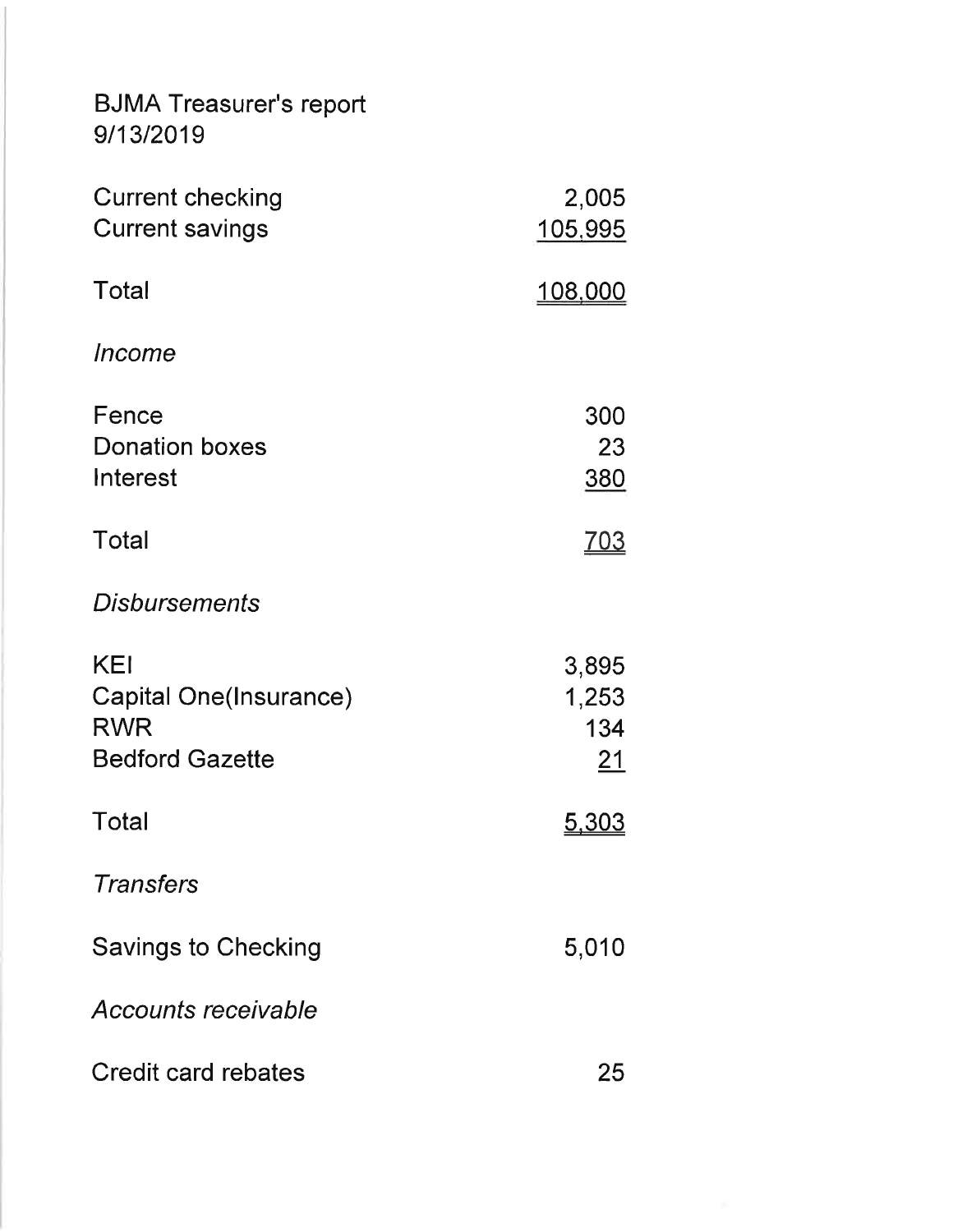BJMA Treasurer's report
9/13/2019

| | |
|---|---|
| Current checking | 2,005 |
| Current savings | 105,995 |
| Total | 108,000 |

*Income*

| | |
|---|---|
| Fence | 300 |
| Donation boxes | 23 |
| Interest | 380 |
| Total | 703 |

*Disbursements*

| | |
|---|---|
| KEI | 3,895 |
| Capital One(Insurance) | 1,253 |
| RWR | 134 |
| Bedford Gazette | 21 |
| Total | 5,303 |

*Transfers*

| | |
|---|---|
| Savings to Checking | 5,010 |

*Accounts receivable*

| | |
|---|---|
| Credit card rebates | 25 |